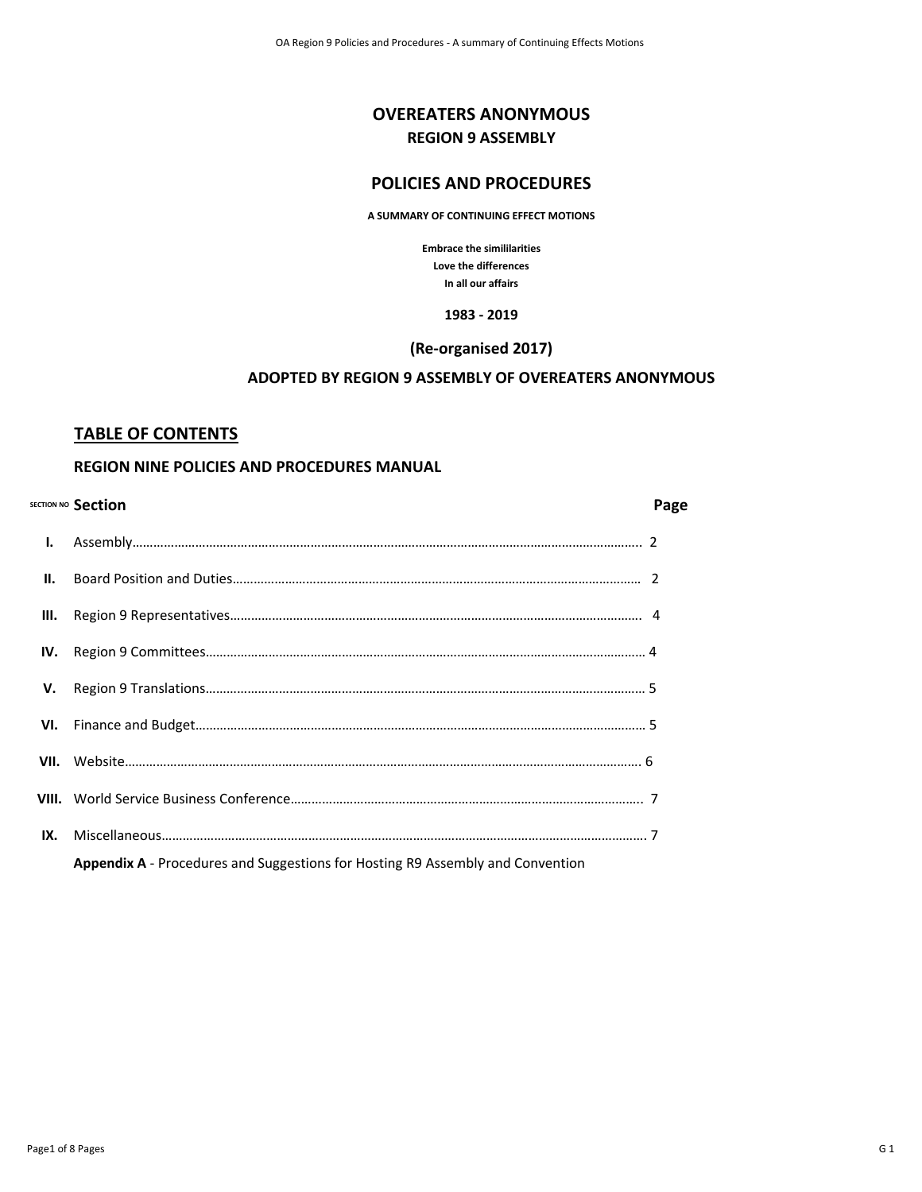# OVEREATERS ANONYMOUS

## REGION 9 ASSEMBLY

## POLICIES AND PROCEDURES

**A SUMMARY OF CONTINUING EFFECT MOTIONS**

**Embrace the simililarities**
**Love the differences**
**In all our affairs**

**1983 - 2019**

**(Re-organised 2017)**

**ADOPTED BY REGION 9 ASSEMBLY OF OVEREATERS ANONYMOUS**

## TABLE OF CONTENTS

### REGION NINE POLICIES AND PROCEDURES MANUAL

| SECTION NO | Section | Page |
|---|---|---|
| I. | Assembly | 2 |
| II. | Board Position and Duties | 2 |
| III. | Region 9 Representatives | 4 |
| IV. | Region 9 Committees | 4 |
| V. | Region 9 Translations | 5 |
| VI. | Finance and Budget | 5 |
| VII. | Website | 6 |
| VIII. | World Service Business Conference | 7 |
| IX. | Miscellaneous | 7 |
| | **Appendix A** - Procedures and Suggestions for Hosting R9 Assembly and Convention | |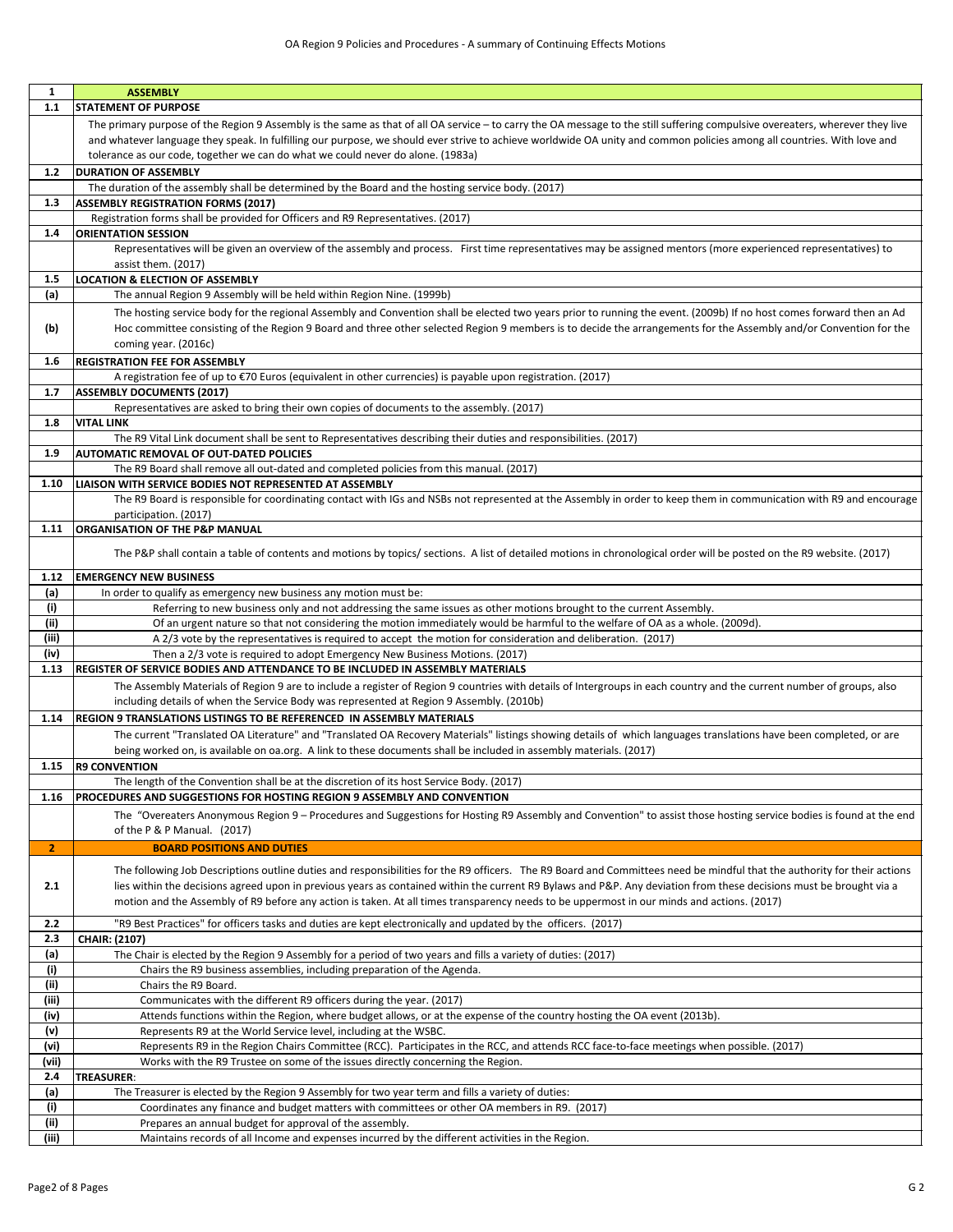| 1 | ASSEMBLY |
|---|---|
| 1.1 | STATEMENT OF PURPOSE |
| | The primary purpose of the Region 9 Assembly is the same as that of all OA service – to carry the OA message to the still suffering compulsive overeaters, wherever they live and whatever language they speak. In fulfilling our purpose, we should ever strive to achieve worldwide OA unity and common policies among all countries. With love and tolerance as our code, together we can do what we could never do alone. (1983a) |
| 1.2 | DURATION OF ASSEMBLY |
| | The duration of the assembly shall be determined by the Board and the hosting service body. (2017) |
| 1.3 | ASSEMBLY REGISTRATION FORMS (2017) |
| | Registration forms shall be provided for Officers and R9 Representatives. (2017) |
| 1.4 | ORIENTATION SESSION |
| | Representatives will be given an overview of the assembly and process. First time representatives may be assigned mentors (more experienced representatives) to assist them. (2017) |
| 1.5 | LOCATION & ELECTION OF ASSEMBLY |
| (a) | The annual Region 9 Assembly will be held within Region Nine. (1999b) |
| (b) | The hosting service body for the regional Assembly and Convention shall be elected two years prior to running the event. (2009b) If no host comes forward then an Ad Hoc committee consisting of the Region 9 Board and three other selected Region 9 members is to decide the arrangements for the Assembly and/or Convention for the coming year. (2016c) |
| 1.6 | REGISTRATION FEE FOR ASSEMBLY |
| | A registration fee of up to €70 Euros (equivalent in other currencies) is payable upon registration. (2017) |
| 1.7 | ASSEMBLY DOCUMENTS (2017) |
| | Representatives are asked to bring their own copies of documents to the assembly. (2017) |
| 1.8 | VITAL LINK |
| | The R9 Vital Link document shall be sent to Representatives describing their duties and responsibilities. (2017) |
| 1.9 | AUTOMATIC REMOVAL OF OUT-DATED POLICIES |
| | The R9 Board shall remove all out-dated and completed policies from this manual. (2017) |
| 1.10 | LIAISON WITH SERVICE BODIES NOT REPRESENTED AT ASSEMBLY |
| | The R9 Board is responsible for coordinating contact with IGs and NSBs not represented at the Assembly in order to keep them in communication with R9 and encourage participation. (2017) |
| 1.11 | ORGANISATION OF THE P&P MANUAL |
| | The P&P shall contain a table of contents and motions by topics/ sections. A list of detailed motions in chronological order will be posted on the R9 website. (2017) |
| 1.12 | EMERGENCY NEW BUSINESS |
| (a) | In order to qualify as emergency new business any motion must be: |
| (i) | Referring to new business only and not addressing the same issues as other motions brought to the current Assembly. |
| (ii) | Of an urgent nature so that not considering the motion immediately would be harmful to the welfare of OA as a whole. (2009d). |
| (iii) | A 2/3 vote by the representatives is required to accept the motion for consideration and deliberation. (2017) |
| (iv) | Then a 2/3 vote is required to adopt Emergency New Business Motions. (2017) |
| 1.13 | REGISTER OF SERVICE BODIES AND ATTENDANCE TO BE INCLUDED IN ASSEMBLY MATERIALS |
| | The Assembly Materials of Region 9 are to include a register of Region 9 countries with details of Intergroups in each country and the current number of groups, also including details of when the Service Body was represented at Region 9 Assembly. (2010b) |
| 1.14 | REGION 9 TRANSLATIONS LISTINGS TO BE REFERENCED IN ASSEMBLY MATERIALS |
| | The current "Translated OA Literature" and "Translated OA Recovery Materials" listings showing details of which languages translations have been completed, or are being worked on, is available on oa.org. A link to these documents shall be included in assembly materials. (2017) |
| 1.15 | R9 CONVENTION |
| | The length of the Convention shall be at the discretion of its host Service Body. (2017) |
| 1.16 | PROCEDURES AND SUGGESTIONS FOR HOSTING REGION 9 ASSEMBLY AND CONVENTION |
| | The "Overeaters Anonymous Region 9 – Procedures and Suggestions for Hosting R9 Assembly and Convention" to assist those hosting service bodies is found at the end of the P & P Manual. (2017) |
| 2 | BOARD POSITIONS AND DUTIES |
| 2.1 | The following Job Descriptions outline duties and responsibilities for the R9 officers. The R9 Board and Committees need be mindful that the authority for their actions lies within the decisions agreed upon in previous years as contained within the current R9 Bylaws and P&P. Any deviation from these decisions must be brought via a motion and the Assembly of R9 before any action is taken. At all times transparency needs to be uppermost in our minds and actions. (2017) |
| 2.2 | "R9 Best Practices" for officers tasks and duties are kept electronically and updated by the officers. (2017) |
| 2.3 | CHAIR: (2107) |
| (a) | The Chair is elected by the Region 9 Assembly for a period of two years and fills a variety of duties: (2017) |
| (i) | Chairs the R9 business assemblies, including preparation of the Agenda. |
| (ii) | Chairs the R9 Board. |
| (iii) | Communicates with the different R9 officers during the year. (2017) |
| (iv) | Attends functions within the Region, where budget allows, or at the expense of the country hosting the OA event (2013b). |
| (v) | Represents R9 at the World Service level, including at the WSBC. |
| (vi) | Represents R9 in the Region Chairs Committee (RCC). Participates in the RCC, and attends RCC face-to-face meetings when possible. (2017) |
| (vii) | Works with the R9 Trustee on some of the issues directly concerning the Region. |
| 2.4 | TREASURER: |
| (a) | The Treasurer is elected by the Region 9 Assembly for two year term and fills a variety of duties: |
| (i) | Coordinates any finance and budget matters with committees or other OA members in R9. (2017) |
| (ii) | Prepares an annual budget for approval of the assembly. |
| (iii) | Maintains records of all Income and expenses incurred by the different activities in the Region. |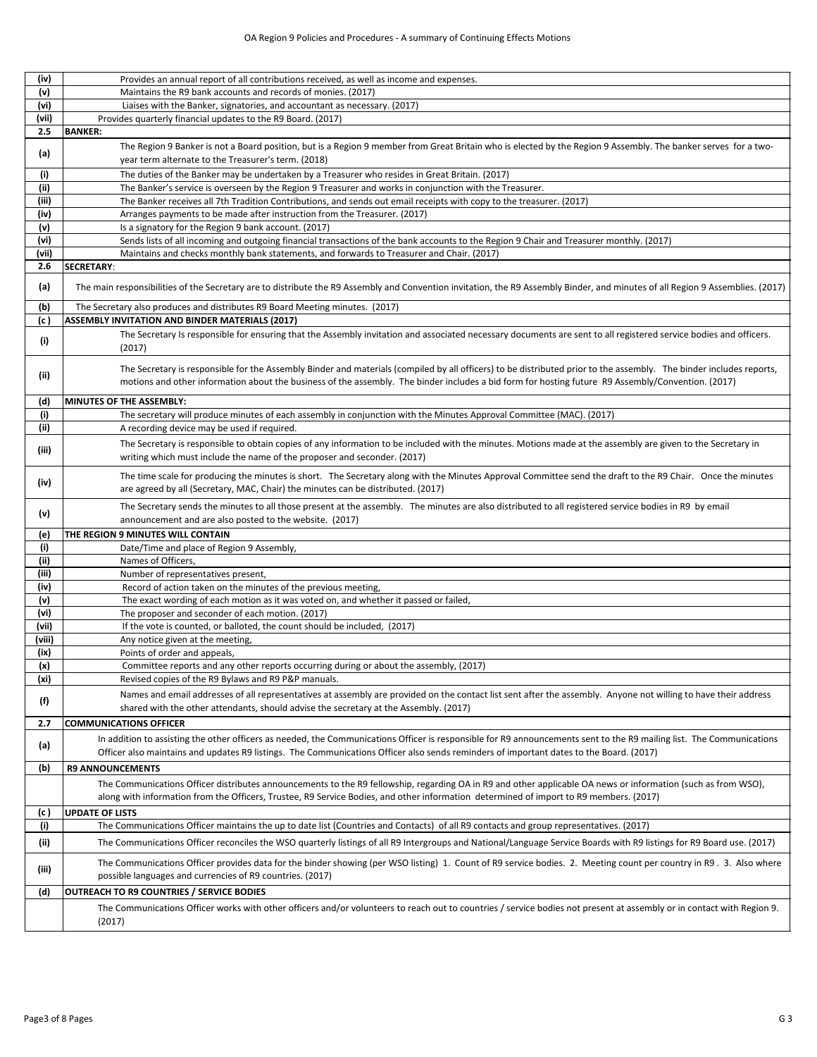| | |
|---|---|
| (iv) | Provides an annual report of all contributions received, as well as income and expenses. |
| (v) | Maintains the R9 bank accounts and records of monies. (2017) |
| (vi) | Liaises with the Banker, signatories, and accountant as necessary. (2017) |
| (vii) | Provides quarterly financial updates to the R9 Board. (2017) |
| **2.5** | **BANKER:** |
| (a) | The Region 9 Banker is not a Board position, but is a Region 9 member from Great Britain who is elected by the Region 9 Assembly. The banker serves for a two-year term alternate to the Treasurer's term. (2018) |
| (i) | The duties of the Banker may be undertaken by a Treasurer who resides in Great Britain. (2017) |
| (ii) | The Banker's service is overseen by the Region 9 Treasurer and works in conjunction with the Treasurer. |
| (iii) | The Banker receives all 7th Tradition Contributions, and sends out email receipts with copy to the treasurer. (2017) |
| (iv) | Arranges payments to be made after instruction from the Treasurer. (2017) |
| (v) | Is a signatory for the Region 9 bank account. (2017) |
| (vi) | Sends lists of all incoming and outgoing financial transactions of the bank accounts to the Region 9 Chair and Treasurer monthly. (2017) |
| (vii) | Maintains and checks monthly bank statements, and forwards to Treasurer and Chair. (2017) |
| **2.6** | **SECRETARY**: |
| (a) | The main responsibilities of the Secretary are to distribute the R9 Assembly and Convention invitation, the R9 Assembly Binder, and minutes of all Region 9 Assemblies. (2017) |
| (b) | The Secretary also produces and distributes R9 Board Meeting minutes. (2017) |
| (c ) | **ASSEMBLY INVITATION AND BINDER MATERIALS (2017)** |
| (i) | The Secretary Is responsible for ensuring that the Assembly invitation and associated necessary documents are sent to all registered service bodies and officers. (2017) |
| (ii) | The Secretary is responsible for the Assembly Binder and materials (compiled by all officers) to be distributed prior to the assembly. The binder includes reports, motions and other information about the business of the assembly. The binder includes a bid form for hosting future R9 Assembly/Convention. (2017) |
| (d) | **MINUTES OF THE ASSEMBLY:** |
| (i) | The secretary will produce minutes of each assembly in conjunction with the Minutes Approval Committee (MAC). (2017) |
| (ii) | A recording device may be used if required. |
| (iii) | The Secretary is responsible to obtain copies of any information to be included with the minutes. Motions made at the assembly are given to the Secretary in writing which must include the name of the proposer and seconder. (2017) |
| (iv) | The time scale for producing the minutes is short. The Secretary along with the Minutes Approval Committee send the draft to the R9 Chair. Once the minutes are agreed by all (Secretary, MAC, Chair) the minutes can be distributed. (2017) |
| (v) | The Secretary sends the minutes to all those present at the assembly. The minutes are also distributed to all registered service bodies in R9 by email announcement and are also posted to the website. (2017) |
| (e) | **THE REGION 9 MINUTES WILL CONTAIN** |
| (i) | Date/Time and place of Region 9 Assembly, |
| (ii) | Names of Officers, |
| (iii) | Number of representatives present, |
| (iv) | Record of action taken on the minutes of the previous meeting, |
| (v) | The exact wording of each motion as it was voted on, and whether it passed or failed, |
| (vi) | The proposer and seconder of each motion. (2017) |
| (vii) | If the vote is counted, or balloted, the count should be included, (2017) |
| (viii) | Any notice given at the meeting, |
| (ix) | Points of order and appeals, |
| (x) | Committee reports and any other reports occurring during or about the assembly, (2017) |
| (xi) | Revised copies of the R9 Bylaws and R9 P&P manuals. |
| (f) | Names and email addresses of all representatives at assembly are provided on the contact list sent after the assembly. Anyone not willing to have their address shared with the other attendants, should advise the secretary at the Assembly. (2017) |
| **2.7** | **COMMUNICATIONS OFFICER** |
| (a) | In addition to assisting the other officers as needed, the Communications Officer is responsible for R9 announcements sent to the R9 mailing list. The Communications Officer also maintains and updates R9 listings. The Communications Officer also sends reminders of important dates to the Board. (2017) |
| (b) | **R9 ANNOUNCEMENTS** |
| | The Communications Officer distributes announcements to the R9 fellowship, regarding OA in R9 and other applicable OA news or information (such as from WSO), along with information from the Officers, Trustee, R9 Service Bodies, and other information determined of import to R9 members. (2017) |
| (c ) | **UPDATE OF LISTS** |
| (i) | The Communications Officer maintains the up to date list (Countries and Contacts) of all R9 contacts and group representatives. (2017) |
| (ii) | The Communications Officer reconciles the WSO quarterly listings of all R9 Intergroups and National/Language Service Boards with R9 listings for R9 Board use. (2017) |
| (iii) | The Communications Officer provides data for the binder showing (per WSO listing) 1. Count of R9 service bodies. 2. Meeting count per country in R9 . 3. Also where possible languages and currencies of R9 countries. (2017) |
| (d) | **OUTREACH TO R9 COUNTRIES / SERVICE BODIES** |
| | The Communications Officer works with other officers and/or volunteers to reach out to countries / service bodies not present at assembly or in contact with Region 9. (2017) |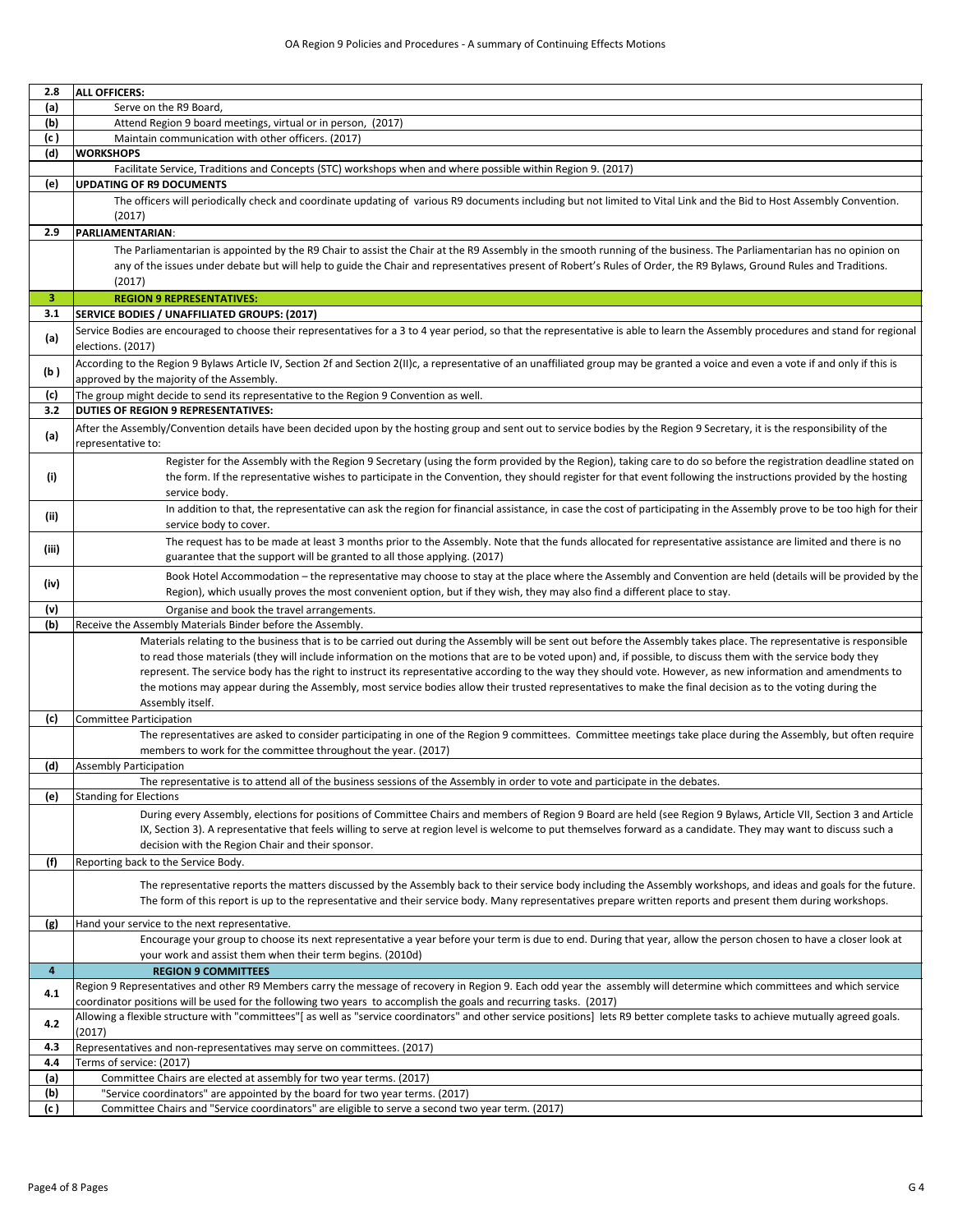| | |
|---|---|
| **2.8** | **ALL OFFICERS:** |
| **(a)** | Serve on the R9 Board, |
| **(b)** | Attend Region 9 board meetings, virtual or in person, (2017) |
| **(c )** | Maintain communication with other officers. (2017) |
| **(d)** | **WORKSHOPS** |
| | Facilitate Service, Traditions and Concepts (STC) workshops when and where possible within Region 9. (2017) |
| **(e)** | **UPDATING OF R9 DOCUMENTS** |
| | The officers will periodically check and coordinate updating of various R9 documents including but not limited to Vital Link and the Bid to Host Assembly Convention. (2017) |
| **2.9** | **PARLIAMENTARIAN**: |
| | The Parliamentarian is appointed by the R9 Chair to assist the Chair at the R9 Assembly in the smooth running of the business. The Parliamentarian has no opinion on any of the issues under debate but will help to guide the Chair and representatives present of Robert's Rules of Order, the R9 Bylaws, Ground Rules and Traditions. (2017) |
| **3** | **REGION 9 REPRESENTATIVES:** |
| **3.1** | **SERVICE BODIES / UNAFFILIATED GROUPS: (2017)** |
| **(a)** | Service Bodies are encouraged to choose their representatives for a 3 to 4 year period, so that the representative is able to learn the Assembly procedures and stand for regional elections. (2017) |
| **(b )** | According to the Region 9 Bylaws Article IV, Section 2f and Section 2(II)c, a representative of an unaffiliated group may be granted a voice and even a vote if and only if this is approved by the majority of the Assembly. |
| **(c)** | The group might decide to send its representative to the Region 9 Convention as well. |
| **3.2** | **DUTIES OF REGION 9 REPRESENTATIVES:** |
| **(a)** | After the Assembly/Convention details have been decided upon by the hosting group and sent out to service bodies by the Region 9 Secretary, it is the responsibility of the representative to: |
| **(i)** | Register for the Assembly with the Region 9 Secretary (using the form provided by the Region), taking care to do so before the registration deadline stated on the form. If the representative wishes to participate in the Convention, they should register for that event following the instructions provided by the hosting service body. |
| **(ii)** | In addition to that, the representative can ask the region for financial assistance, in case the cost of participating in the Assembly prove to be too high for their service body to cover. |
| **(iii)** | The request has to be made at least 3 months prior to the Assembly. Note that the funds allocated for representative assistance are limited and there is no guarantee that the support will be granted to all those applying. (2017) |
| **(iv)** | Book Hotel Accommodation – the representative may choose to stay at the place where the Assembly and Convention are held (details will be provided by the Region), which usually proves the most convenient option, but if they wish, they may also find a different place to stay. |
| **(v)** | Organise and book the travel arrangements. |
| **(b)** | Receive the Assembly Materials Binder before the Assembly. |
| | Materials relating to the business that is to be carried out during the Assembly will be sent out before the Assembly takes place. The representative is responsible to read those materials (they will include information on the motions that are to be voted upon) and, if possible, to discuss them with the service body they represent. The service body has the right to instruct its representative according to the way they should vote. However, as new information and amendments to the motions may appear during the Assembly, most service bodies allow their trusted representatives to make the final decision as to the voting during the Assembly itself. |
| **(c)** | Committee Participation |
| | The representatives are asked to consider participating in one of the Region 9 committees. Committee meetings take place during the Assembly, but often require members to work for the committee throughout the year. (2017) |
| **(d)** | Assembly Participation |
| | The representative is to attend all of the business sessions of the Assembly in order to vote and participate in the debates. |
| **(e)** | Standing for Elections |
| | During every Assembly, elections for positions of Committee Chairs and members of Region 9 Board are held (see Region 9 Bylaws, Article VII, Section 3 and Article IX, Section 3). A representative that feels willing to serve at region level is welcome to put themselves forward as a candidate. They may want to discuss such a decision with the Region Chair and their sponsor. |
| **(f)** | Reporting back to the Service Body. |
| | The representative reports the matters discussed by the Assembly back to their service body including the Assembly workshops, and ideas and goals for the future. The form of this report is up to the representative and their service body. Many representatives prepare written reports and present them during workshops. |
| **(g)** | Hand your service to the next representative. |
| | Encourage your group to choose its next representative a year before your term is due to end. During that year, allow the person chosen to have a closer look at your work and assist them when their term begins. (2010d) |
| **4** | **REGION 9 COMMITTEES** |
| **4.1** | Region 9 Representatives and other R9 Members carry the message of recovery in Region 9. Each odd year the assembly will determine which committees and which service coordinator positions will be used for the following two years to accomplish the goals and recurring tasks. (2017) |
| **4.2** | Allowing a flexible structure with "committees"[ as well as "service coordinators" and other service positions] lets R9 better complete tasks to achieve mutually agreed goals. (2017) |
| **4.3** | Representatives and non-representatives may serve on committees. (2017) |
| **4.4** | Terms of service: (2017) |
| **(a)** | Committee Chairs are elected at assembly for two year terms. (2017) |
| **(b)** | "Service coordinators" are appointed by the board for two year terms. (2017) |
| **(c )** | Committee Chairs and "Service coordinators" are eligible to serve a second two year term. (2017) |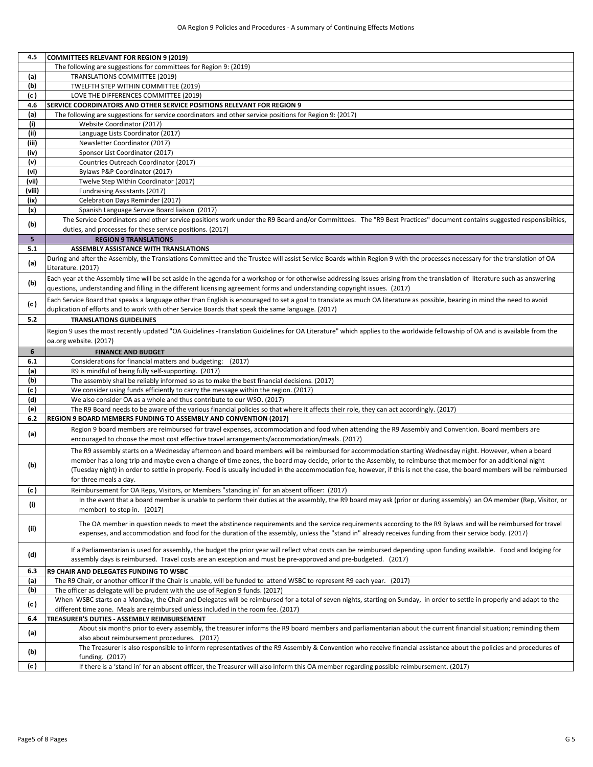| 4.5 | **COMMITTEES RELEVANT FOR REGION 9 (2019)** |
|---|---|
| | The following are suggestions for committees for Region 9: (2019) |
| (a) | TRANSLATIONS COMMITTEE (2019) |
| (b) | TWELFTH STEP WITHIN COMMITTEE (2019) |
| (c ) | LOVE THE DIFFERENCES COMMITTEE (2019) |
| 4.6 | **SERVICE COORDINATORS AND OTHER SERVICE POSITIONS RELEVANT FOR REGION 9** |
| (a) | The following are suggestions for service coordinators and other service positions for Region 9: (2017) |
| (i) | Website Coordinator (2017) |
| (ii) | Language Lists Coordinator (2017) |
| (iii) | Newsletter Coordinator (2017) |
| (iv) | Sponsor List Coordinator (2017) |
| (v) | Countries Outreach Coordinator (2017) |
| (vi) | Bylaws P&P Coordinator (2017) |
| (vii) | Twelve Step Within Coordinator (2017) |
| (viii) | Fundraising Assistants (2017) |
| (ix) | Celebration Days Reminder (2017) |
| (x) | Spanish Language Service Board liaison (2017) |
| (b) | The Service Coordinators and other service positions work under the R9 Board and/or Committees. The "R9 Best Practices" document contains suggested responsibiities, duties, and processes for these service positions. (2017) |
| **5** | **REGION 9 TRANSLATIONS** |
| 5.1 | **ASSEMBLY ASSISTANCE WITH TRANSLATIONS** |
| (a) | During and after the Assembly, the Translations Committee and the Trustee will assist Service Boards within Region 9 with the processes necessary for the translation of OA Literature. (2017) |
| (b) | Each year at the Assembly time will be set aside in the agenda for a workshop or for otherwise addressing issues arising from the translation of literature such as answering questions, understanding and filling in the different licensing agreement forms and understanding copyright issues. (2017) |
| (c ) | Each Service Board that speaks a language other than English is encouraged to set a goal to translate as much OA literature as possible, bearing in mind the need to avoid duplication of efforts and to work with other Service Boards that speak the same language. (2017) |
| 5.2 | **TRANSLATIONS GUIDELINES** |
| | Region 9 uses the most recently updated "OA Guidelines -Translation Guidelines for OA Literature" which applies to the worldwide fellowship of OA and is available from the oa.org website. (2017) |
| **6** | **FINANCE AND BUDGET** |
| 6.1 | Considerations for financial matters and budgeting: (2017) |
| (a) | R9 is mindful of being fully self-supporting. (2017) |
| (b) | The assembly shall be reliably informed so as to make the best financial decisions. (2017) |
| (c ) | We consider using funds efficiently to carry the message within the region. (2017) |
| (d) | We also consider OA as a whole and thus contribute to our WSO. (2017) |
| (e) | The R9 Board needs to be aware of the various financial policies so that where it affects their role, they can act accordingly. (2017) |
| 6.2 | **REGION 9 BOARD MEMBERS FUNDING TO ASSEMBLY AND CONVENTION (2017)** |
| (a) | Region 9 board members are reimbursed for travel expenses, accommodation and food when attending the R9 Assembly and Convention. Board members are encouraged to choose the most cost effective travel arrangements/accommodation/meals. (2017) |
| (b) | The R9 assembly starts on a Wednesday afternoon and board members will be reimbursed for accommodation starting Wednesday night. However, when a board member has a long trip and maybe even a change of time zones, the board may decide, prior to the Assembly, to reimburse that member for an additional night (Tuesday night) in order to settle in properly. Food is usually included in the accommodation fee, however, if this is not the case, the board members will be reimbursed for three meals a day. |
| (c ) | Reimbursement for OA Reps, Visitors, or Members "standing in" for an absent officer: (2017) |
| (i) | In the event that a board member is unable to perform their duties at the assembly, the R9 board may ask (prior or during assembly) an OA member (Rep, Visitor, or member) to step in. (2017) |
| (ii) | The OA member in question needs to meet the abstinence requirements and the service requirements according to the R9 Bylaws and will be reimbursed for travel expenses, and accommodation and food for the duration of the assembly, unless the "stand in" already receives funding from their service body. (2017) |
| (d) | If a Parliamentarian is used for assembly, the budget the prior year will reflect what costs can be reimbursed depending upon funding available. Food and lodging for assembly days is reimbursed. Travel costs are an exception and must be pre-approved and pre-budgeted. (2017) |
| 6.3 | **R9 CHAIR AND DELEGATES FUNDING TO WSBC** |
| (a) | The R9 Chair, or another officer if the Chair is unable, will be funded to attend WSBC to represent R9 each year. (2017) |
| (b) | The officer as delegate will be prudent with the use of Region 9 funds. (2017) |
| (c ) | When WSBC starts on a Monday, the Chair and Delegates will be reimbursed for a total of seven nights, starting on Sunday, in order to settle in properly and adapt to the different time zone. Meals are reimbursed unless included in the room fee. (2017) |
| 6.4 | **TREASURER'S DUTIES - ASSEMBLY REIMBURSEMENT** |
| (a) | About six months prior to every assembly, the treasurer informs the R9 board members and parliamentarian about the current financial situation; reminding them also about reimbursement procedures. (2017) |
| (b) | The Treasurer is also responsible to inform representatives of the R9 Assembly & Convention who receive financial assistance about the policies and procedures of funding. (2017) |
| (c ) | If there is a 'stand in' for an absent officer, the Treasurer will also inform this OA member regarding possible reimbursement. (2017) |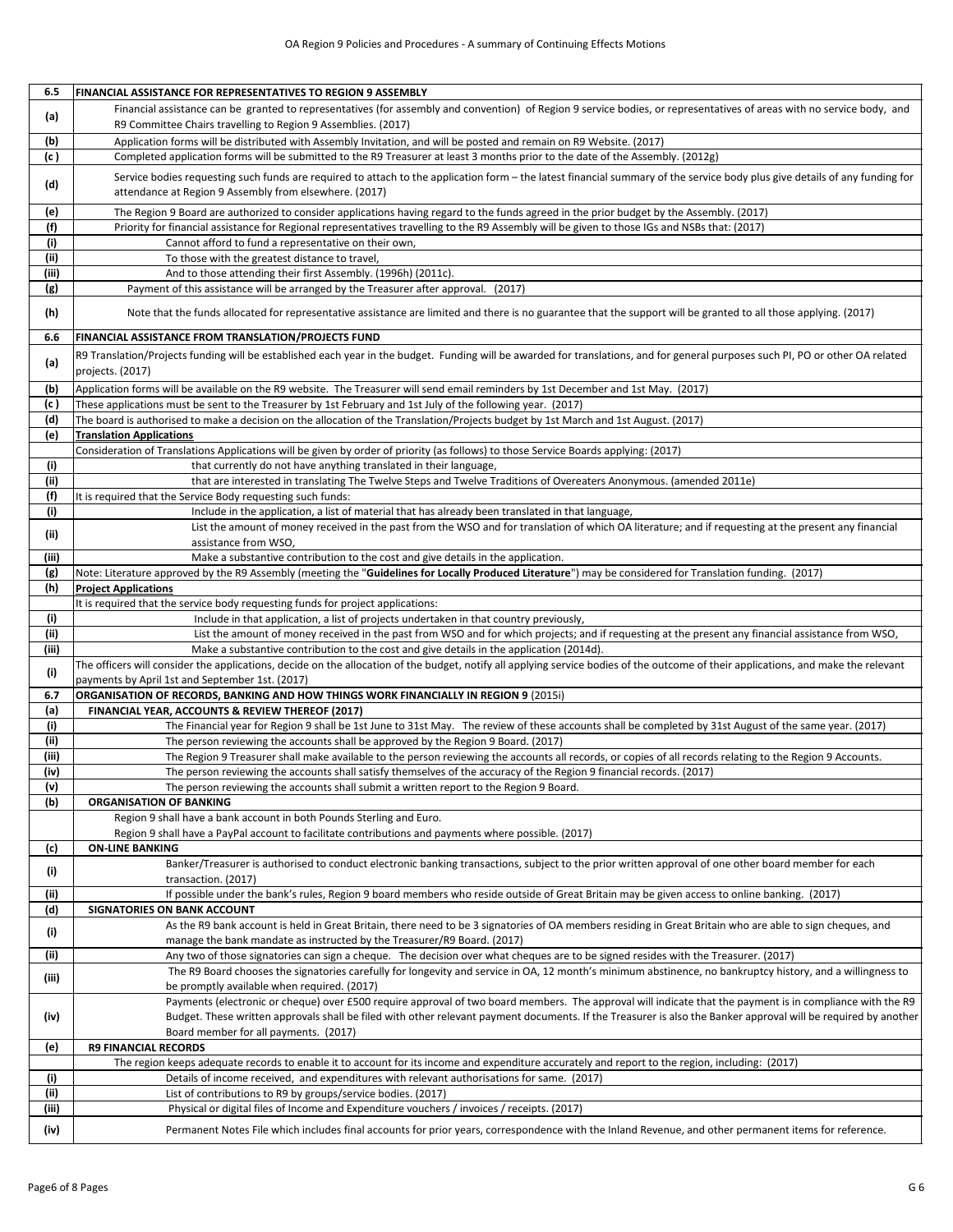| 6.5 | **FINANCIAL ASSISTANCE FOR REPRESENTATIVES TO REGION 9 ASSEMBLY** |
|---|---|
| (a) | Financial assistance can be granted to representatives (for assembly and convention) of Region 9 service bodies, or representatives of areas with no service body, and R9 Committee Chairs travelling to Region 9 Assemblies. (2017) |
| (b) | Application forms will be distributed with Assembly Invitation, and will be posted and remain on R9 Website. (2017) |
| (c ) | Completed application forms will be submitted to the R9 Treasurer at least 3 months prior to the date of the Assembly. (2012g) |
| (d) | Service bodies requesting such funds are required to attach to the application form – the latest financial summary of the service body plus give details of any funding for attendance at Region 9 Assembly from elsewhere. (2017) |
| (e) | The Region 9 Board are authorized to consider applications having regard to the funds agreed in the prior budget by the Assembly. (2017) |
| (f) | Priority for financial assistance for Regional representatives travelling to the R9 Assembly will be given to those IGs and NSBs that: (2017) |
| (i) | Cannot afford to fund a representative on their own, |
| (ii) | To those with the greatest distance to travel, |
| (iii) | And to those attending their first Assembly. (1996h) (2011c). |
| (g) | Payment of this assistance will be arranged by the Treasurer after approval. (2017) |
| (h) | Note that the funds allocated for representative assistance are limited and there is no guarantee that the support will be granted to all those applying. (2017) |
| 6.6 | **FINANCIAL ASSISTANCE FROM TRANSLATION/PROJECTS FUND** |
| (a) | R9 Translation/Projects funding will be established each year in the budget. Funding will be awarded for translations, and for general purposes such PI, PO or other OA related projects. (2017) |
| (b) | Application forms will be available on the R9 website. The Treasurer will send email reminders by 1st December and 1st May. (2017) |
| (c ) | These applications must be sent to the Treasurer by 1st February and 1st July of the following year. (2017) |
| (d) | The board is authorised to make a decision on the allocation of the Translation/Projects budget by 1st March and 1st August. (2017) |
| (e) | **Translation Applications** |
| | Consideration of Translations Applications will be given by order of priority (as follows) to those Service Boards applying: (2017) |
| (i) | that currently do not have anything translated in their language, |
| (ii) | that are interested in translating The Twelve Steps and Twelve Traditions of Overeaters Anonymous. (amended 2011e) |
| (f) | It is required that the Service Body requesting such funds: |
| (i) | Include in the application, a list of material that has already been translated in that language, |
| (ii) | List the amount of money received in the past from the WSO and for translation of which OA literature; and if requesting at the present any financial assistance from WSO, |
| (iii) | Make a substantive contribution to the cost and give details in the application. |
| (g) | Note: Literature approved by the R9 Assembly (meeting the "**Guidelines for Locally Produced Literature**") may be considered for Translation funding. (2017) |
| (h) | **Project Applications** |
| | It is required that the service body requesting funds for project applications: |
| (i) | Include in that application, a list of projects undertaken in that country previously, |
| (ii) | List the amount of money received in the past from WSO and for which projects; and if requesting at the present any financial assistance from WSO, |
| (iii) | Make a substantive contribution to the cost and give details in the application (2014d). |
| (i) | The officers will consider the applications, decide on the allocation of the budget, notify all applying service bodies of the outcome of their applications, and make the relevant payments by April 1st and September 1st. (2017) |
| 6.7 | **ORGANISATION OF RECORDS, BANKING AND HOW THINGS WORK FINANCIALLY IN REGION 9** (2015i) |
| (a) | **FINANCIAL YEAR, ACCOUNTS & REVIEW THEREOF (2017)** |
| (i) | The Financial year for Region 9 shall be 1st June to 31st May. The review of these accounts shall be completed by 31st August of the same year. (2017) |
| (ii) | The person reviewing the accounts shall be approved by the Region 9 Board. (2017) |
| (iii) | The Region 9 Treasurer shall make available to the person reviewing the accounts all records, or copies of all records relating to the Region 9 Accounts. |
| (iv) | The person reviewing the accounts shall satisfy themselves of the accuracy of the Region 9 financial records. (2017) |
| (v) | The person reviewing the accounts shall submit a written report to the Region 9 Board. |
| (b) | **ORGANISATION OF BANKING** |
| | Region 9 shall have a bank account in both Pounds Sterling and Euro. Region 9 shall have a PayPal account to facilitate contributions and payments where possible. (2017) |
| (c) | **ON-LINE BANKING** |
| (i) | Banker/Treasurer is authorised to conduct electronic banking transactions, subject to the prior written approval of one other board member for each transaction. (2017) |
| (ii) | If possible under the bank's rules, Region 9 board members who reside outside of Great Britain may be given access to online banking. (2017) |
| (d) | **SIGNATORIES ON BANK ACCOUNT** |
| (i) | As the R9 bank account is held in Great Britain, there need to be 3 signatories of OA members residing in Great Britain who are able to sign cheques, and manage the bank mandate as instructed by the Treasurer/R9 Board. (2017) |
| (ii) | Any two of those signatories can sign a cheque. The decision over what cheques are to be signed resides with the Treasurer. (2017) |
| (iii) | The R9 Board chooses the signatories carefully for longevity and service in OA, 12 month's minimum abstinence, no bankruptcy history, and a willingness to be promptly available when required. (2017) |
| (iv) | Payments (electronic or cheque) over £500 require approval of two board members. The approval will indicate that the payment is in compliance with the R9 Budget. These written approvals shall be filed with other relevant payment documents. If the Treasurer is also the Banker approval will be required by another Board member for all payments. (2017) |
| (e) | **R9 FINANCIAL RECORDS** |
| | The region keeps adequate records to enable it to account for its income and expenditure accurately and report to the region, including: (2017) |
| (i) | Details of income received, and expenditures with relevant authorisations for same. (2017) |
| (ii) | List of contributions to R9 by groups/service bodies. (2017) |
| (iii) | Physical or digital files of Income and Expenditure vouchers / invoices / receipts. (2017) |
| (iv) | Permanent Notes File which includes final accounts for prior years, correspondence with the Inland Revenue, and other permanent items for reference. |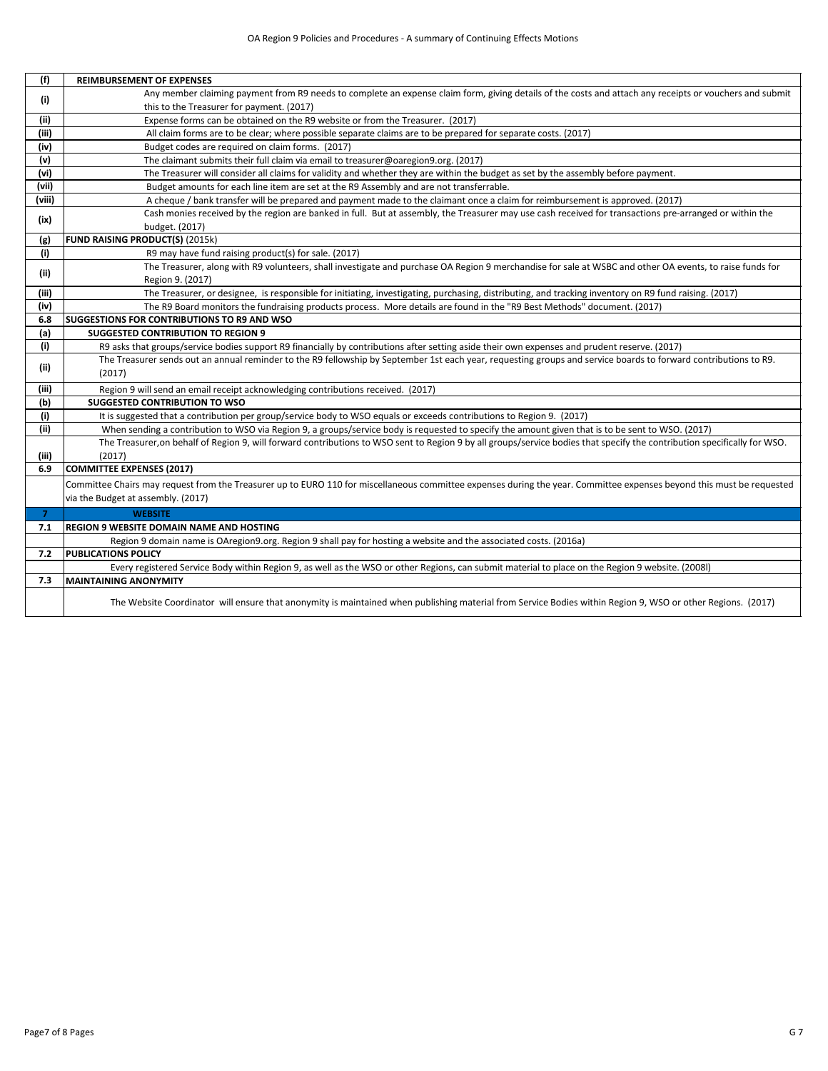| | |
|---|---|
| **(f)** | **REIMBURSEMENT OF EXPENSES** |
| (i) | Any member claiming payment from R9 needs to complete an expense claim form, giving details of the costs and attach any receipts or vouchers and submit this to the Treasurer for payment. (2017) |
| (ii) | Expense forms can be obtained on the R9 website or from the Treasurer. (2017) |
| (iii) | All claim forms are to be clear; where possible separate claims are to be prepared for separate costs. (2017) |
| (iv) | Budget codes are required on claim forms. (2017) |
| (v) | The claimant submits their full claim via email to treasurer@oaregion9.org. (2017) |
| (vi) | The Treasurer will consider all claims for validity and whether they are within the budget as set by the assembly before payment. |
| (vii) | Budget amounts for each line item are set at the R9 Assembly and are not transferrable. |
| (viii) | A cheque / bank transfer will be prepared and payment made to the claimant once a claim for reimbursement is approved. (2017) |
| (ix) | Cash monies received by the region are banked in full. But at assembly, the Treasurer may use cash received for transactions pre-arranged or within the budget. (2017) |
| **(g)** | **FUND RAISING PRODUCT(S)** (2015k) |
| (i) | R9 may have fund raising product(s) for sale. (2017) |
| (ii) | The Treasurer, along with R9 volunteers, shall investigate and purchase OA Region 9 merchandise for sale at WSBC and other OA events, to raise funds for Region 9. (2017) |
| (iii) | The Treasurer, or designee, is responsible for initiating, investigating, purchasing, distributing, and tracking inventory on R9 fund raising. (2017) |
| (iv) | The R9 Board monitors the fundraising products process. More details are found in the "R9 Best Methods" document. (2017) |
| **6.8** | **SUGGESTIONS FOR CONTRIBUTIONS TO R9 AND WSO** |
| **(a)** | **SUGGESTED CONTRIBUTION TO REGION 9** |
| (i) | R9 asks that groups/service bodies support R9 financially by contributions after setting aside their own expenses and prudent reserve. (2017) |
| (ii) | The Treasurer sends out an annual reminder to the R9 fellowship by September 1st each year, requesting groups and service boards to forward contributions to R9. (2017) |
| (iii) | Region 9 will send an email receipt acknowledging contributions received. (2017) |
| **(b)** | **SUGGESTED CONTRIBUTION TO WSO** |
| (i) | It is suggested that a contribution per group/service body to WSO equals or exceeds contributions to Region 9. (2017) |
| (ii) | When sending a contribution to WSO via Region 9, a groups/service body is requested to specify the amount given that is to be sent to WSO. (2017) |
| (iii) | The Treasurer,on behalf of Region 9, will forward contributions to WSO sent to Region 9 by all groups/service bodies that specify the contribution specifically for WSO. (2017) |
| **6.9** | **COMMITTEE EXPENSES (2017)** |
| | Committee Chairs may request from the Treasurer up to EURO 110 for miscellaneous committee expenses during the year. Committee expenses beyond this must be requested via the Budget at assembly. (2017) |
| **7** | **WEBSITE** |
| **7.1** | **REGION 9 WEBSITE DOMAIN NAME AND HOSTING** |
| | Region 9 domain name is OAregion9.org. Region 9 shall pay for hosting a website and the associated costs. (2016a) |
| **7.2** | **PUBLICATIONS POLICY** |
| | Every registered Service Body within Region 9, as well as the WSO or other Regions, can submit material to place on the Region 9 website. (2008l) |
| **7.3** | **MAINTAINING ANONYMITY** |
| | The Website Coordinator will ensure that anonymity is maintained when publishing material from Service Bodies within Region 9, WSO or other Regions. (2017) |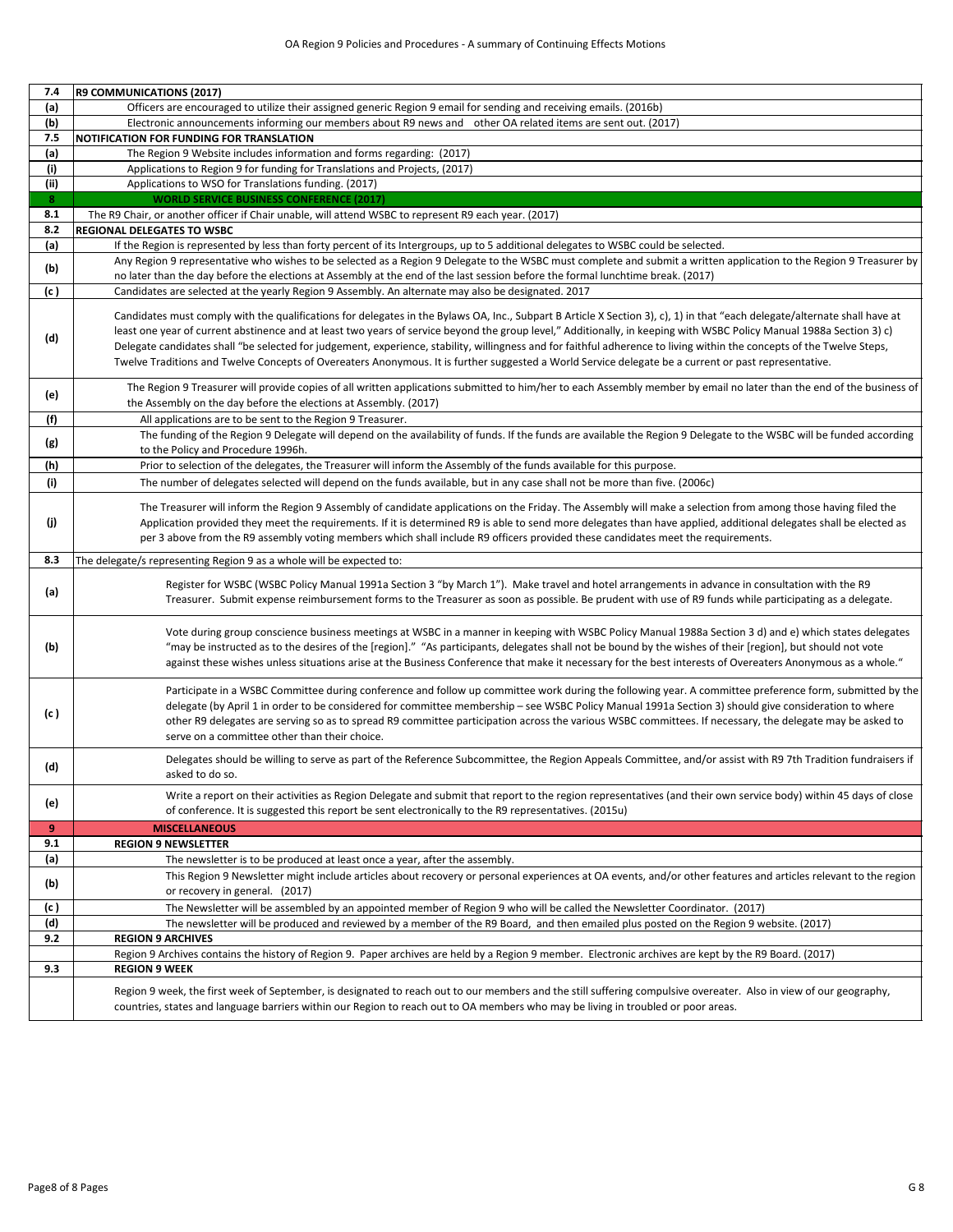| | |
|---|---|
| 7.4 | **R9 COMMUNICATIONS (2017)** |
| (a) | Officers are encouraged to utilize their assigned generic Region 9 email for sending and receiving emails. (2016b) |
| (b) | Electronic announcements informing our members about R9 news and other OA related items are sent out. (2017) |
| 7.5 | **NOTIFICATION FOR FUNDING FOR TRANSLATION** |
| (a) | The Region 9 Website includes information and forms regarding: (2017) |
| (i) | Applications to Region 9 for funding for Translations and Projects, (2017) |
| (ii) | Applications to WSO for Translations funding. (2017) |
| **8** | **WORLD SERVICE BUSINESS CONFERENCE (2017)** |
| 8.1 | The R9 Chair, or another officer if Chair unable, will attend WSBC to represent R9 each year. (2017) |
| 8.2 | **REGIONAL DELEGATES TO WSBC** |
| (a) | If the Region is represented by less than forty percent of its Intergroups, up to 5 additional delegates to WSBC could be selected. |
| (b) | Any Region 9 representative who wishes to be selected as a Region 9 Delegate to the WSBC must complete and submit a written application to the Region 9 Treasurer by no later than the day before the elections at Assembly at the end of the last session before the formal lunchtime break. (2017) |
| (c ) | Candidates are selected at the yearly Region 9 Assembly. An alternate may also be designated. 2017 |
| (d) | Candidates must comply with the qualifications for delegates in the Bylaws OA, Inc., Subpart B Article X Section 3), c), 1) in that "each delegate/alternate shall have at least one year of current abstinence and at least two years of service beyond the group level," Additionally, in keeping with WSBC Policy Manual 1988a Section 3) c) Delegate candidates shall "be selected for judgement, experience, stability, willingness and for faithful adherence to living within the concepts of the Twelve Steps, Twelve Traditions and Twelve Concepts of Overeaters Anonymous. It is further suggested a World Service delegate be a current or past representative. |
| (e) | The Region 9 Treasurer will provide copies of all written applications submitted to him/her to each Assembly member by email no later than the end of the business of the Assembly on the day before the elections at Assembly. (2017) |
| (f) | All applications are to be sent to the Region 9 Treasurer. |
| (g) | The funding of the Region 9 Delegate will depend on the availability of funds. If the funds are available the Region 9 Delegate to the WSBC will be funded according to the Policy and Procedure 1996h. |
| (h) | Prior to selection of the delegates, the Treasurer will inform the Assembly of the funds available for this purpose. |
| (i) | The number of delegates selected will depend on the funds available, but in any case shall not be more than five. (2006c) |
| (j) | The Treasurer will inform the Region 9 Assembly of candidate applications on the Friday. The Assembly will make a selection from among those having filed the Application provided they meet the requirements. If it is determined R9 is able to send more delegates than have applied, additional delegates shall be elected as per 3 above from the R9 assembly voting members which shall include R9 officers provided these candidates meet the requirements. |
| 8.3 | The delegate/s representing Region 9 as a whole will be expected to: |
| (a) | Register for WSBC (WSBC Policy Manual 1991a Section 3 "by March 1"). Make travel and hotel arrangements in advance in consultation with the R9 Treasurer. Submit expense reimbursement forms to the Treasurer as soon as possible. Be prudent with use of R9 funds while participating as a delegate. |
| (b) | Vote during group conscience business meetings at WSBC in a manner in keeping with WSBC Policy Manual 1988a Section 3 d) and e) which states delegates "may be instructed as to the desires of the [region]." "As participants, delegates shall not be bound by the wishes of their [region], but should not vote against these wishes unless situations arise at the Business Conference that make it necessary for the best interests of Overeaters Anonymous as a whole." |
| (c ) | Participate in a WSBC Committee during conference and follow up committee work during the following year. A committee preference form, submitted by the delegate (by April 1 in order to be considered for committee membership – see WSBC Policy Manual 1991a Section 3) should give consideration to where other R9 delegates are serving so as to spread R9 committee participation across the various WSBC committees. If necessary, the delegate may be asked to serve on a committee other than their choice. |
| (d) | Delegates should be willing to serve as part of the Reference Subcommittee, the Region Appeals Committee, and/or assist with R9 7th Tradition fundraisers if asked to do so. |
| (e) | Write a report on their activities as Region Delegate and submit that report to the region representatives (and their own service body) within 45 days of close of conference. It is suggested this report be sent electronically to the R9 representatives. (2015u) |
| **9** | **MISCELLANEOUS** |
| 9.1 | **REGION 9 NEWSLETTER** |
| (a) | The newsletter is to be produced at least once a year, after the assembly. |
| (b) | This Region 9 Newsletter might include articles about recovery or personal experiences at OA events, and/or other features and articles relevant to the region or recovery in general. (2017) |
| (c ) | The Newsletter will be assembled by an appointed member of Region 9 who will be called the Newsletter Coordinator. (2017) |
| (d) | The newsletter will be produced and reviewed by a member of the R9 Board, and then emailed plus posted on the Region 9 website. (2017) |
| 9.2 | **REGION 9 ARCHIVES** |
| | Region 9 Archives contains the history of Region 9. Paper archives are held by a Region 9 member. Electronic archives are kept by the R9 Board. (2017) |
| 9.3 | **REGION 9 WEEK** |
| | Region 9 week, the first week of September, is designated to reach out to our members and the still suffering compulsive overeater. Also in view of our geography, countries, states and language barriers within our Region to reach out to OA members who may be living in troubled or poor areas. |